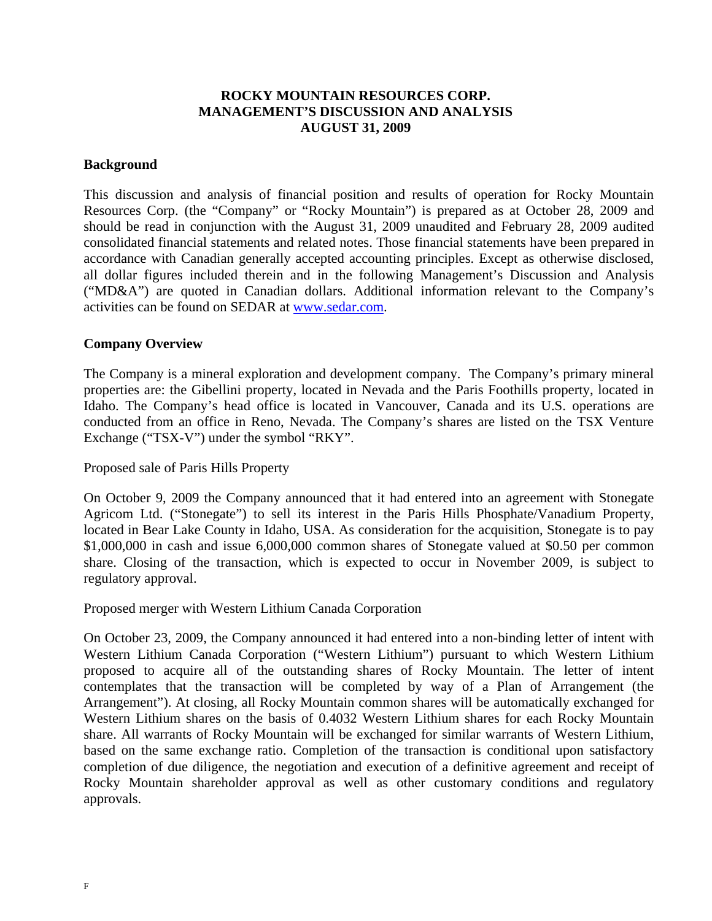# ROCKY MOUNTAIN RESOURCES CORP.
# MANAGEMENT'S DISCUSSION AND ANALYSIS
# AUGUST 31, 2009

## Background

This discussion and analysis of financial position and results of operation for Rocky Mountain Resources Corp. (the "Company" or "Rocky Mountain") is prepared as at October 28, 2009 and should be read in conjunction with the August 31, 2009 unaudited and February 28, 2009 audited consolidated financial statements and related notes. Those financial statements have been prepared in accordance with Canadian generally accepted accounting principles. Except as otherwise disclosed, all dollar figures included therein and in the following Management's Discussion and Analysis ("MD&A") are quoted in Canadian dollars. Additional information relevant to the Company's activities can be found on SEDAR at www.sedar.com.

## Company Overview

The Company is a mineral exploration and development company. The Company's primary mineral properties are: the Gibellini property, located in Nevada and the Paris Foothills property, located in Idaho. The Company's head office is located in Vancouver, Canada and its U.S. operations are conducted from an office in Reno, Nevada. The Company's shares are listed on the TSX Venture Exchange ("TSX-V") under the symbol "RKY".

Proposed sale of Paris Hills Property

On October 9, 2009 the Company announced that it had entered into an agreement with Stonegate Agricom Ltd. ("Stonegate") to sell its interest in the Paris Hills Phosphate/Vanadium Property, located in Bear Lake County in Idaho, USA. As consideration for the acquisition, Stonegate is to pay $1,000,000 in cash and issue 6,000,000 common shares of Stonegate valued at $0.50 per common share. Closing of the transaction, which is expected to occur in November 2009, is subject to regulatory approval.

Proposed merger with Western Lithium Canada Corporation

On October 23, 2009, the Company announced it had entered into a non-binding letter of intent with Western Lithium Canada Corporation ("Western Lithium") pursuant to which Western Lithium proposed to acquire all of the outstanding shares of Rocky Mountain. The letter of intent contemplates that the transaction will be completed by way of a Plan of Arrangement (the Arrangement"). At closing, all Rocky Mountain common shares will be automatically exchanged for Western Lithium shares on the basis of 0.4032 Western Lithium shares for each Rocky Mountain share. All warrants of Rocky Mountain will be exchanged for similar warrants of Western Lithium, based on the same exchange ratio. Completion of the transaction is conditional upon satisfactory completion of due diligence, the negotiation and execution of a definitive agreement and receipt of Rocky Mountain shareholder approval as well as other customary conditions and regulatory approvals.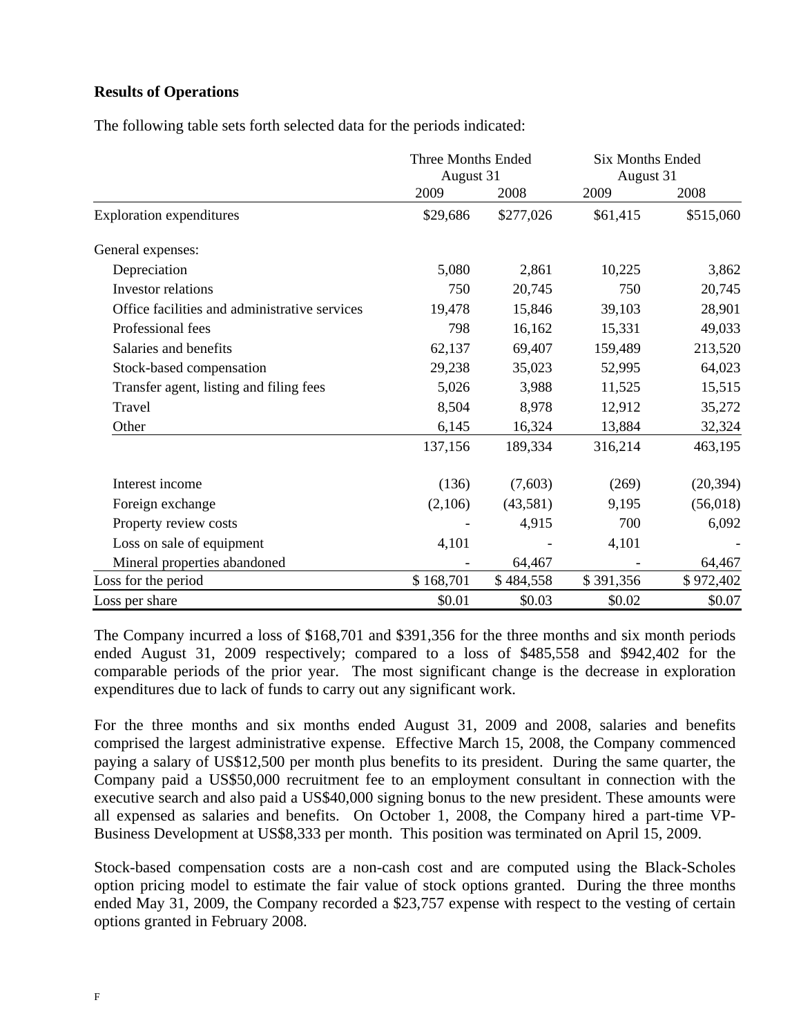### Results of Operations

The following table sets forth selected data for the periods indicated:

| | Three Months Ended August 31 | | Six Months Ended August 31 | |
|---|---|---|---|---|
| | 2009 | 2008 | 2009 | 2008 |
| Exploration expenditures | $29,686 | $277,026 | $61,415 | $515,060 |
| General expenses: | | | | |
| Depreciation | 5,080 | 2,861 | 10,225 | 3,862 |
| Investor relations | 750 | 20,745 | 750 | 20,745 |
| Office facilities and administrative services | 19,478 | 15,846 | 39,103 | 28,901 |
| Professional fees | 798 | 16,162 | 15,331 | 49,033 |
| Salaries and benefits | 62,137 | 69,407 | 159,489 | 213,520 |
| Stock-based compensation | 29,238 | 35,023 | 52,995 | 64,023 |
| Transfer agent, listing and filing fees | 5,026 | 3,988 | 11,525 | 15,515 |
| Travel | 8,504 | 8,978 | 12,912 | 35,272 |
| Other | 6,145 | 16,324 | 13,884 | 32,324 |
| | 137,156 | 189,334 | 316,214 | 463,195 |
| Interest income | (136) | (7,603) | (269) | (20,394) |
| Foreign exchange | (2,106) | (43,581) | 9,195 | (56,018) |
| Property review costs | - | 4,915 | 700 | 6,092 |
| Loss on sale of equipment | 4,101 | - | 4,101 | - |
| Mineral properties abandoned | - | 64,467 | - | 64,467 |
| Loss for the period | $ 168,701 | $ 484,558 | $ 391,356 | $ 972,402 |
| Loss per share | $0.01 | $0.03 | $0.02 | $0.07 |

The Company incurred a loss of $168,701 and $391,356 for the three months and six month periods ended August 31, 2009 respectively; compared to a loss of $485,558 and $942,402 for the comparable periods of the prior year. The most significant change is the decrease in exploration expenditures due to lack of funds to carry out any significant work.

For the three months and six months ended August 31, 2009 and 2008, salaries and benefits comprised the largest administrative expense. Effective March 15, 2008, the Company commenced paying a salary of US$12,500 per month plus benefits to its president. During the same quarter, the Company paid a US$50,000 recruitment fee to an employment consultant in connection with the executive search and also paid a US$40,000 signing bonus to the new president. These amounts were all expensed as salaries and benefits. On October 1, 2008, the Company hired a part-time VP-Business Development at US$8,333 per month. This position was terminated on April 15, 2009.

Stock-based compensation costs are a non-cash cost and are computed using the Black-Scholes option pricing model to estimate the fair value of stock options granted. During the three months ended May 31, 2009, the Company recorded a $23,757 expense with respect to the vesting of certain options granted in February 2008.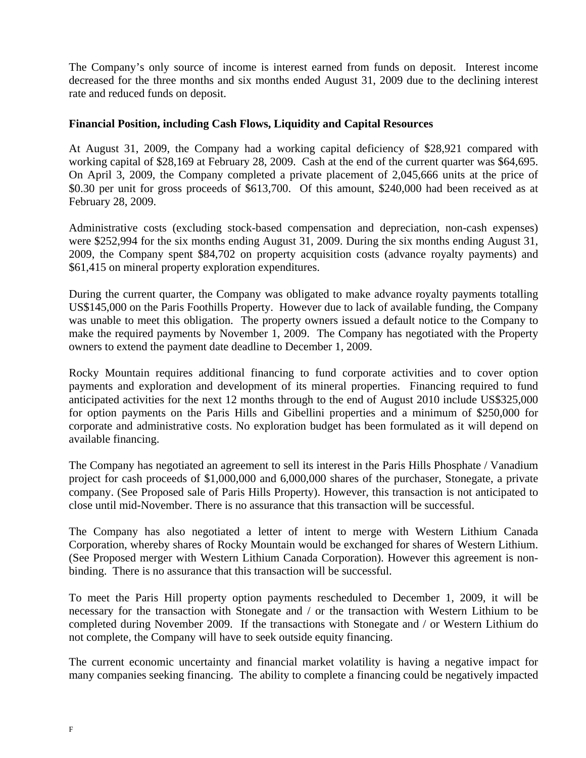The Company's only source of income is interest earned from funds on deposit. Interest income decreased for the three months and six months ended August 31, 2009 due to the declining interest rate and reduced funds on deposit.

**Financial Position, including Cash Flows, Liquidity and Capital Resources**

At August 31, 2009, the Company had a working capital deficiency of $28,921 compared with working capital of $28,169 at February 28, 2009. Cash at the end of the current quarter was $64,695. On April 3, 2009, the Company completed a private placement of 2,045,666 units at the price of $0.30 per unit for gross proceeds of $613,700. Of this amount, $240,000 had been received as at February 28, 2009.

Administrative costs (excluding stock-based compensation and depreciation, non-cash expenses) were $252,994 for the six months ending August 31, 2009. During the six months ending August 31, 2009, the Company spent $84,702 on property acquisition costs (advance royalty payments) and $61,415 on mineral property exploration expenditures.

During the current quarter, the Company was obligated to make advance royalty payments totalling US$145,000 on the Paris Foothills Property. However due to lack of available funding, the Company was unable to meet this obligation. The property owners issued a default notice to the Company to make the required payments by November 1, 2009. The Company has negotiated with the Property owners to extend the payment date deadline to December 1, 2009.

Rocky Mountain requires additional financing to fund corporate activities and to cover option payments and exploration and development of its mineral properties. Financing required to fund anticipated activities for the next 12 months through to the end of August 2010 include US$325,000 for option payments on the Paris Hills and Gibellini properties and a minimum of $250,000 for corporate and administrative costs. No exploration budget has been formulated as it will depend on available financing.

The Company has negotiated an agreement to sell its interest in the Paris Hills Phosphate / Vanadium project for cash proceeds of $1,000,000 and 6,000,000 shares of the purchaser, Stonegate, a private company. (See Proposed sale of Paris Hills Property). However, this transaction is not anticipated to close until mid-November. There is no assurance that this transaction will be successful.

The Company has also negotiated a letter of intent to merge with Western Lithium Canada Corporation, whereby shares of Rocky Mountain would be exchanged for shares of Western Lithium. (See Proposed merger with Western Lithium Canada Corporation). However this agreement is non-binding. There is no assurance that this transaction will be successful.

To meet the Paris Hill property option payments rescheduled to December 1, 2009, it will be necessary for the transaction with Stonegate and / or the transaction with Western Lithium to be completed during November 2009. If the transactions with Stonegate and / or Western Lithium do not complete, the Company will have to seek outside equity financing.

The current economic uncertainty and financial market volatility is having a negative impact for many companies seeking financing. The ability to complete a financing could be negatively impacted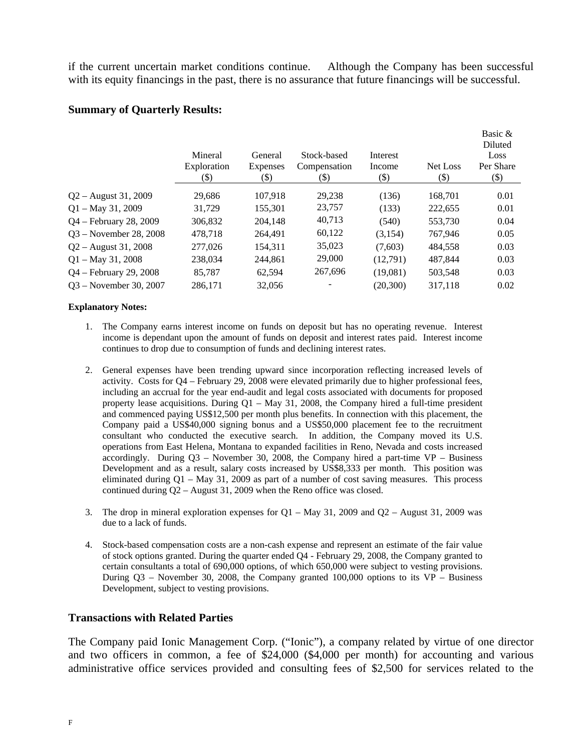if the current uncertain market conditions continue. Although the Company has been successful with its equity financings in the past, there is no assurance that future financings will be successful.

### Summary of Quarterly Results:

| | Mineral Exploration ($) | General Expenses ($) | Stock-based Compensation ($) | Interest Income ($) | Net Loss ($) | Basic & Diluted Loss Per Share ($) |
|---|---|---|---|---|---|---|
| Q2 – August 31, 2009 | 29,686 | 107,918 | 29,238 | (136) | 168,701 | 0.01 |
| Q1 – May 31, 2009 | 31,729 | 155,301 | 23,757 | (133) | 222,655 | 0.01 |
| Q4 – February 28, 2009 | 306,832 | 204,148 | 40,713 | (540) | 553,730 | 0.04 |
| Q3 – November 28, 2008 | 478,718 | 264,491 | 60,122 | (3,154) | 767,946 | 0.05 |
| Q2 – August 31, 2008 | 277,026 | 154,311 | 35,023 | (7,603) | 484,558 | 0.03 |
| Q1 – May 31, 2008 | 238,034 | 244,861 | 29,000 | (12,791) | 487,844 | 0.03 |
| Q4 – February 29, 2008 | 85,787 | 62,594 | 267,696 | (19,081) | 503,548 | 0.03 |
| Q3 – November 30, 2007 | 286,171 | 32,056 | - | (20,300) | 317,118 | 0.02 |

**Explanatory Notes:**

1. The Company earns interest income on funds on deposit but has no operating revenue. Interest income is dependant upon the amount of funds on deposit and interest rates paid. Interest income continues to drop due to consumption of funds and declining interest rates.

2. General expenses have been trending upward since incorporation reflecting increased levels of activity. Costs for Q4 – February 29, 2008 were elevated primarily due to higher professional fees, including an accrual for the year end-audit and legal costs associated with documents for proposed property lease acquisitions. During Q1 – May 31, 2008, the Company hired a full-time president and commenced paying US$12,500 per month plus benefits. In connection with this placement, the Company paid a US$40,000 signing bonus and a US$50,000 placement fee to the recruitment consultant who conducted the executive search. In addition, the Company moved its U.S. operations from East Helena, Montana to expanded facilities in Reno, Nevada and costs increased accordingly. During Q3 – November 30, 2008, the Company hired a part-time VP – Business Development and as a result, salary costs increased by US$8,333 per month. This position was eliminated during Q1 – May 31, 2009 as part of a number of cost saving measures. This process continued during Q2 – August 31, 2009 when the Reno office was closed.

3. The drop in mineral exploration expenses for Q1 – May 31, 2009 and Q2 – August 31, 2009 was due to a lack of funds.

4. Stock-based compensation costs are a non-cash expense and represent an estimate of the fair value of stock options granted. During the quarter ended Q4 - February 29, 2008, the Company granted to certain consultants a total of 690,000 options, of which 650,000 were subject to vesting provisions. During Q3 – November 30, 2008, the Company granted 100,000 options to its VP – Business Development, subject to vesting provisions.

### Transactions with Related Parties

The Company paid Ionic Management Corp. ("Ionic"), a company related by virtue of one director and two officers in common, a fee of $24,000 ($4,000 per month) for accounting and various administrative office services provided and consulting fees of $2,500 for services related to the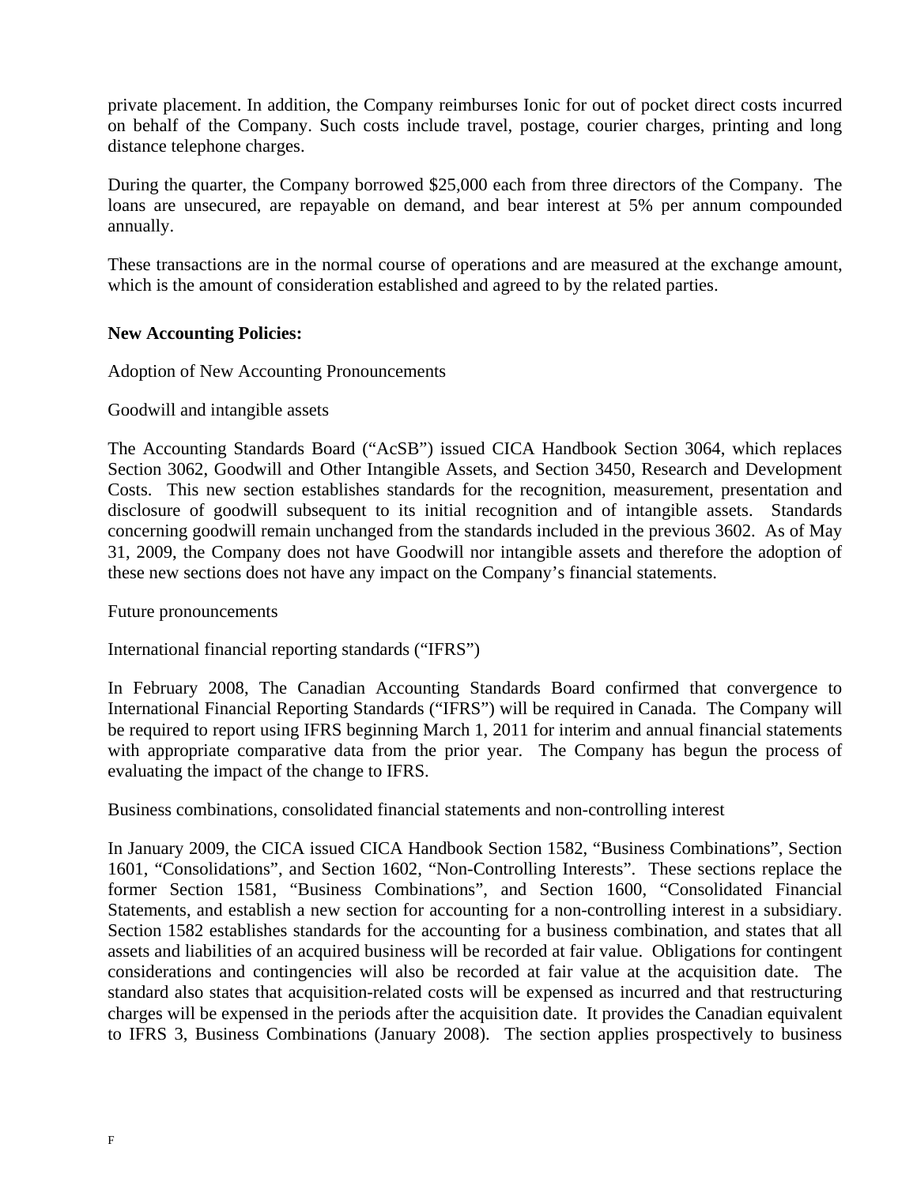private placement. In addition, the Company reimburses Ionic for out of pocket direct costs incurred on behalf of the Company. Such costs include travel, postage, courier charges, printing and long distance telephone charges.

During the quarter, the Company borrowed $25,000 each from three directors of the Company. The loans are unsecured, are repayable on demand, and bear interest at 5% per annum compounded annually.

These transactions are in the normal course of operations and are measured at the exchange amount, which is the amount of consideration established and agreed to by the related parties.

**New Accounting Policies:**

Adoption of New Accounting Pronouncements

Goodwill and intangible assets

The Accounting Standards Board ("AcSB") issued CICA Handbook Section 3064, which replaces Section 3062, Goodwill and Other Intangible Assets, and Section 3450, Research and Development Costs. This new section establishes standards for the recognition, measurement, presentation and disclosure of goodwill subsequent to its initial recognition and of intangible assets. Standards concerning goodwill remain unchanged from the standards included in the previous 3602. As of May 31, 2009, the Company does not have Goodwill nor intangible assets and therefore the adoption of these new sections does not have any impact on the Company's financial statements.

Future pronouncements

International financial reporting standards ("IFRS")

In February 2008, The Canadian Accounting Standards Board confirmed that convergence to International Financial Reporting Standards ("IFRS") will be required in Canada. The Company will be required to report using IFRS beginning March 1, 2011 for interim and annual financial statements with appropriate comparative data from the prior year. The Company has begun the process of evaluating the impact of the change to IFRS.

Business combinations, consolidated financial statements and non-controlling interest

In January 2009, the CICA issued CICA Handbook Section 1582, "Business Combinations", Section 1601, "Consolidations", and Section 1602, "Non-Controlling Interests". These sections replace the former Section 1581, "Business Combinations", and Section 1600, "Consolidated Financial Statements, and establish a new section for accounting for a non-controlling interest in a subsidiary. Section 1582 establishes standards for the accounting for a business combination, and states that all assets and liabilities of an acquired business will be recorded at fair value. Obligations for contingent considerations and contingencies will also be recorded at fair value at the acquisition date. The standard also states that acquisition-related costs will be expensed as incurred and that restructuring charges will be expensed in the periods after the acquisition date. It provides the Canadian equivalent to IFRS 3, Business Combinations (January 2008). The section applies prospectively to business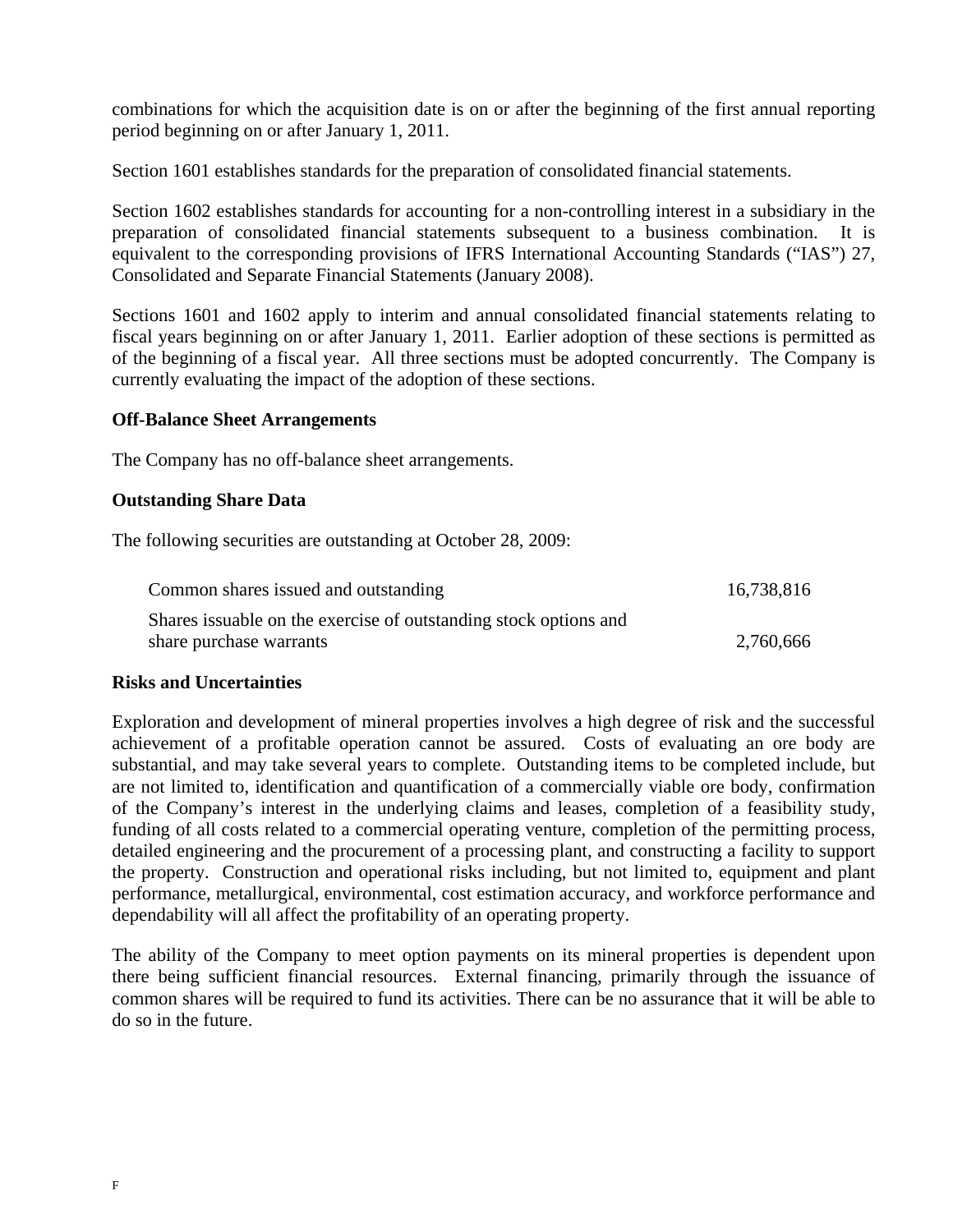combinations for which the acquisition date is on or after the beginning of the first annual reporting period beginning on or after January 1, 2011.

Section 1601 establishes standards for the preparation of consolidated financial statements.

Section 1602 establishes standards for accounting for a non-controlling interest in a subsidiary in the preparation of consolidated financial statements subsequent to a business combination. It is equivalent to the corresponding provisions of IFRS International Accounting Standards ("IAS") 27, Consolidated and Separate Financial Statements (January 2008).

Sections 1601 and 1602 apply to interim and annual consolidated financial statements relating to fiscal years beginning on or after January 1, 2011. Earlier adoption of these sections is permitted as of the beginning of a fiscal year. All three sections must be adopted concurrently. The Company is currently evaluating the impact of the adoption of these sections.

**Off-Balance Sheet Arrangements**

The Company has no off-balance sheet arrangements.

**Outstanding Share Data**

The following securities are outstanding at October 28, 2009:

| | |
|---|---|
| Common shares issued and outstanding | 16,738,816 |
| Shares issuable on the exercise of outstanding stock options and share purchase warrants | 2,760,666 |

**Risks and Uncertainties**

Exploration and development of mineral properties involves a high degree of risk and the successful achievement of a profitable operation cannot be assured. Costs of evaluating an ore body are substantial, and may take several years to complete. Outstanding items to be completed include, but are not limited to, identification and quantification of a commercially viable ore body, confirmation of the Company's interest in the underlying claims and leases, completion of a feasibility study, funding of all costs related to a commercial operating venture, completion of the permitting process, detailed engineering and the procurement of a processing plant, and constructing a facility to support the property. Construction and operational risks including, but not limited to, equipment and plant performance, metallurgical, environmental, cost estimation accuracy, and workforce performance and dependability will all affect the profitability of an operating property.

The ability of the Company to meet option payments on its mineral properties is dependent upon there being sufficient financial resources. External financing, primarily through the issuance of common shares will be required to fund its activities. There can be no assurance that it will be able to do so in the future.